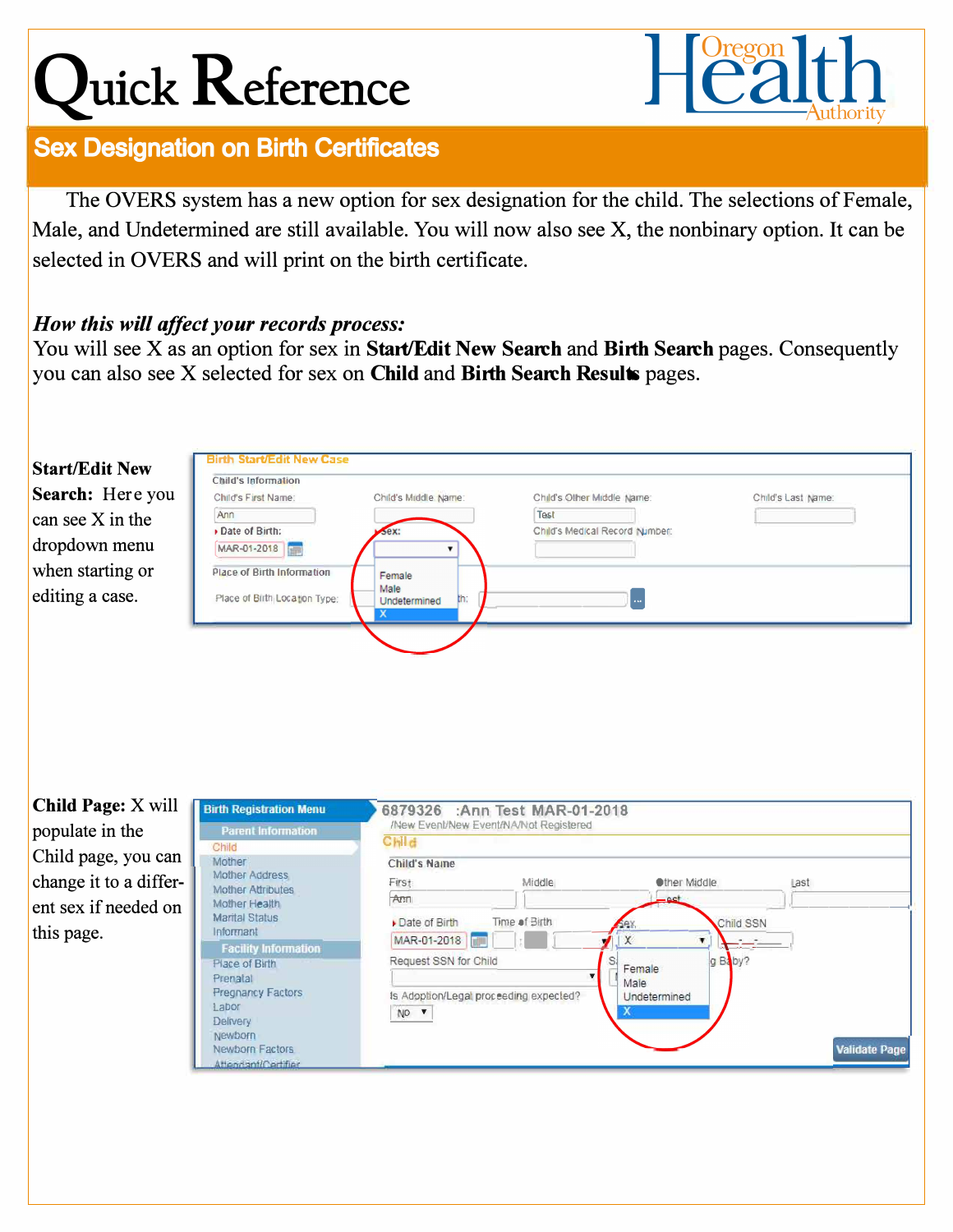# Quick Reference

## Sex Designation on Birth Certificates

The OVERS system has a new option for sex designation for the child. The selections of Female, Male, and Undetermined are still available. You will now also see X, the nonbinary option. It can be selected in OVERS and will print on the birth certificate.

***How this will affect your records process:***

You will see X as an option for sex in **Start/Edit New Search** and **Birth Search** pages. Consequently you can also see X selected for sex on **Child** and **Birth Search Results** pages.

**Start/Edit New Search:** Here you can see X in the dropdown menu when starting or editing a case.

**Child Page:** X will populate in the Child page, you can change it to a different sex if needed on this page.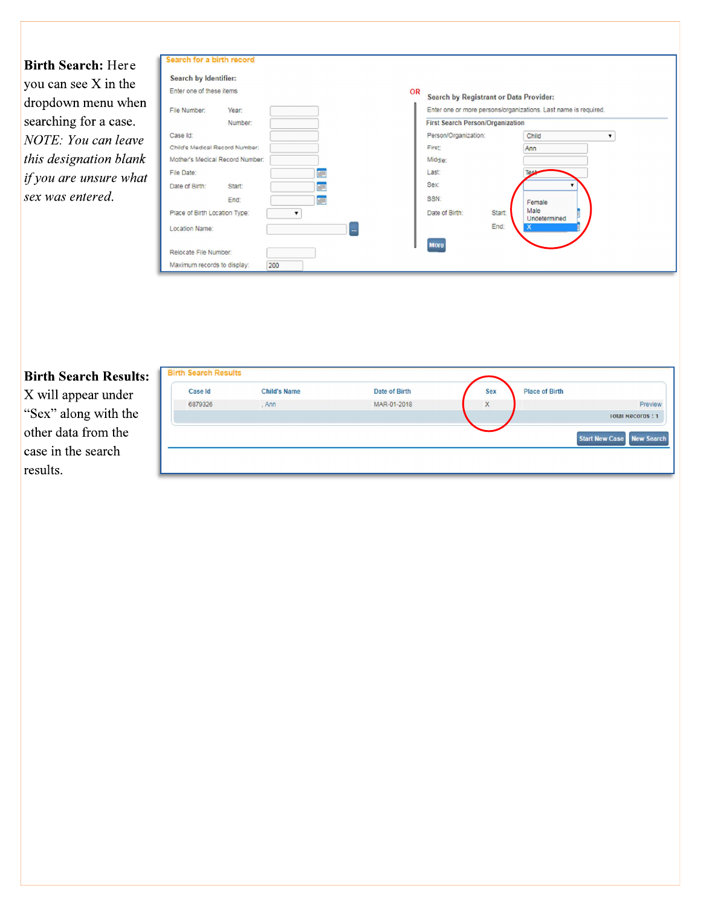**Birth Search:** Here you can see X in the dropdown menu when searching for a case. *NOTE: You can leave this designation blank if you are unsure what sex was entered.*

Search for a birth record

Search by Identifier:

Enter one of these items

File Number: Year:

Number:

Case Id:

Child's Medical Record Number:

Mother's Medical Record Number:

File Date:

Date of Birth: Start:

End:

Place of Birth Location Type:

Location Name:

Relocate File Number:

Maximum records to display: 200

OR

Search by Registrant or Data Provider:

Enter one or more persons/organizations. Last name is required.

First Search Person/Organization

Person/Organization: Child

First: Ann

Middle:

Last: Test

Sex:

Female

Male

Undetermined

X

SSN:

Date of Birth: Start:

End:

More

**Birth Search Results:** X will appear under "Sex" along with the other data from the case in the search results.

Birth Search Results

| Case Id | Child's Name | Date of Birth | Sex | Place of Birth | |
|---|---|---|---|---|---|
| 6879326 | , Ann | MAR-01-2018 | X | | Preview |

Total Records : 1

Start New Case New Search